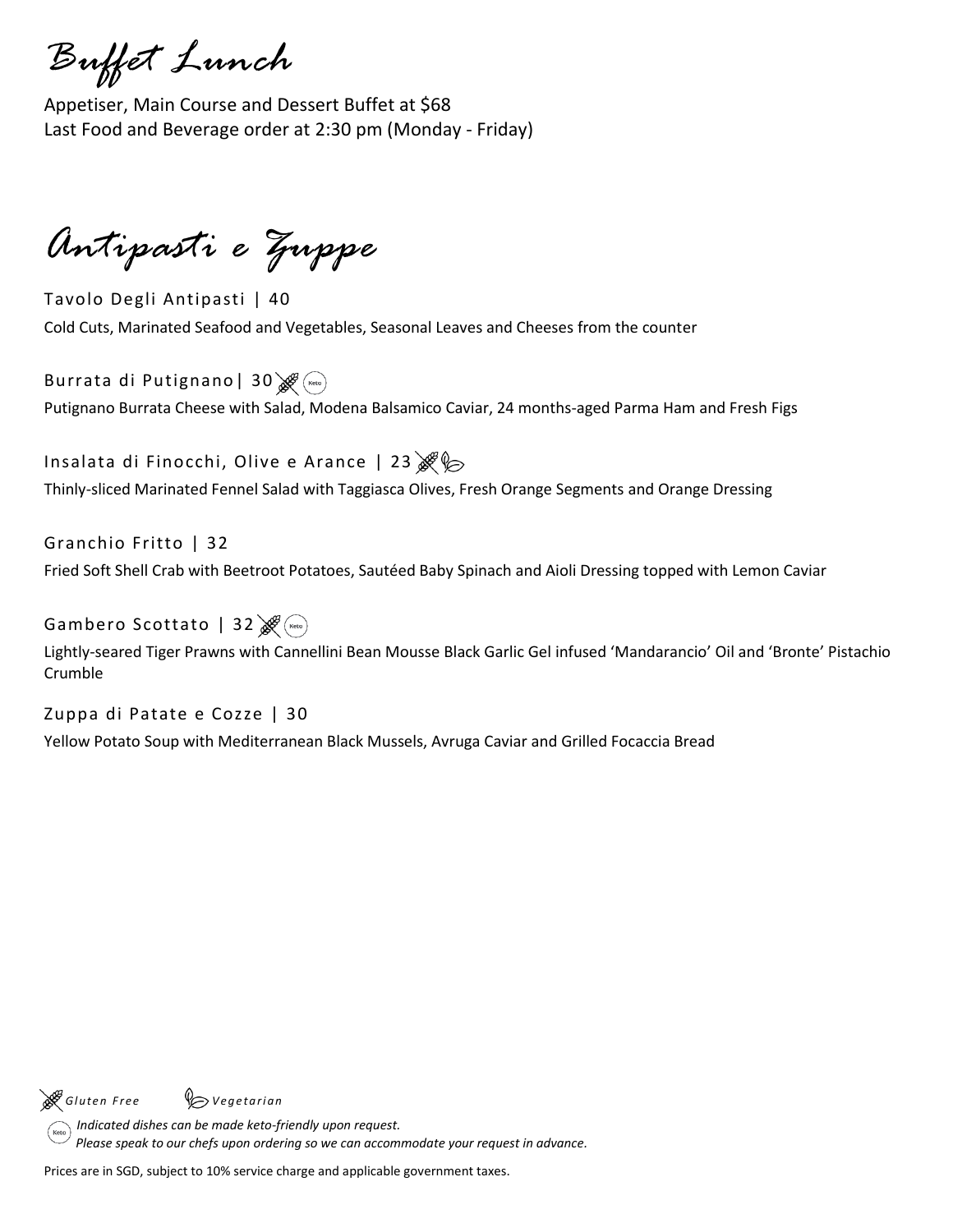# Buffet Lunch

Appetiser, Main Course and Dessert Buffet at $68
Last Food and Beverage order at 2:30 pm (Monday - Friday)

## Antipasti e Zuppe

Tavolo Degli Antipasti | 40
Cold Cuts, Marinated Seafood and Vegetables, Seasonal Leaves and Cheeses from the counter

Burrata di Putignano| 30 (Gluten Free) (Keto)
Putignano Burrata Cheese with Salad, Modena Balsamico Caviar, 24 months-aged Parma Ham and Fresh Figs

Insalata di Finocchi, Olive e Arance | 23 (Gluten Free) (Vegetarian)
Thinly-sliced Marinated Fennel Salad with Taggiasca Olives, Fresh Orange Segments and Orange Dressing

Granchio Fritto | 32
Fried Soft Shell Crab with Beetroot Potatoes, Sautéed Baby Spinach and Aioli Dressing topped with Lemon Caviar

Gambero Scottato | 32 (Gluten Free) (Keto)
Lightly-seared Tiger Prawns with Cannellini Bean Mousse Black Garlic Gel infused 'Mandarancio' Oil and 'Bronte' Pistachio Crumble

Zuppa di Patate e Cozze | 30
Yellow Potato Soup with Mediterranean Black Mussels, Avruga Caviar and Grilled Focaccia Bread

*Gluten Free* *Vegetarian*

*(Keto) Indicated dishes can be made keto-friendly upon request.*
*Please speak to our chefs upon ordering so we can accommodate your request in advance.*

Prices are in SGD, subject to 10% service charge and applicable government taxes.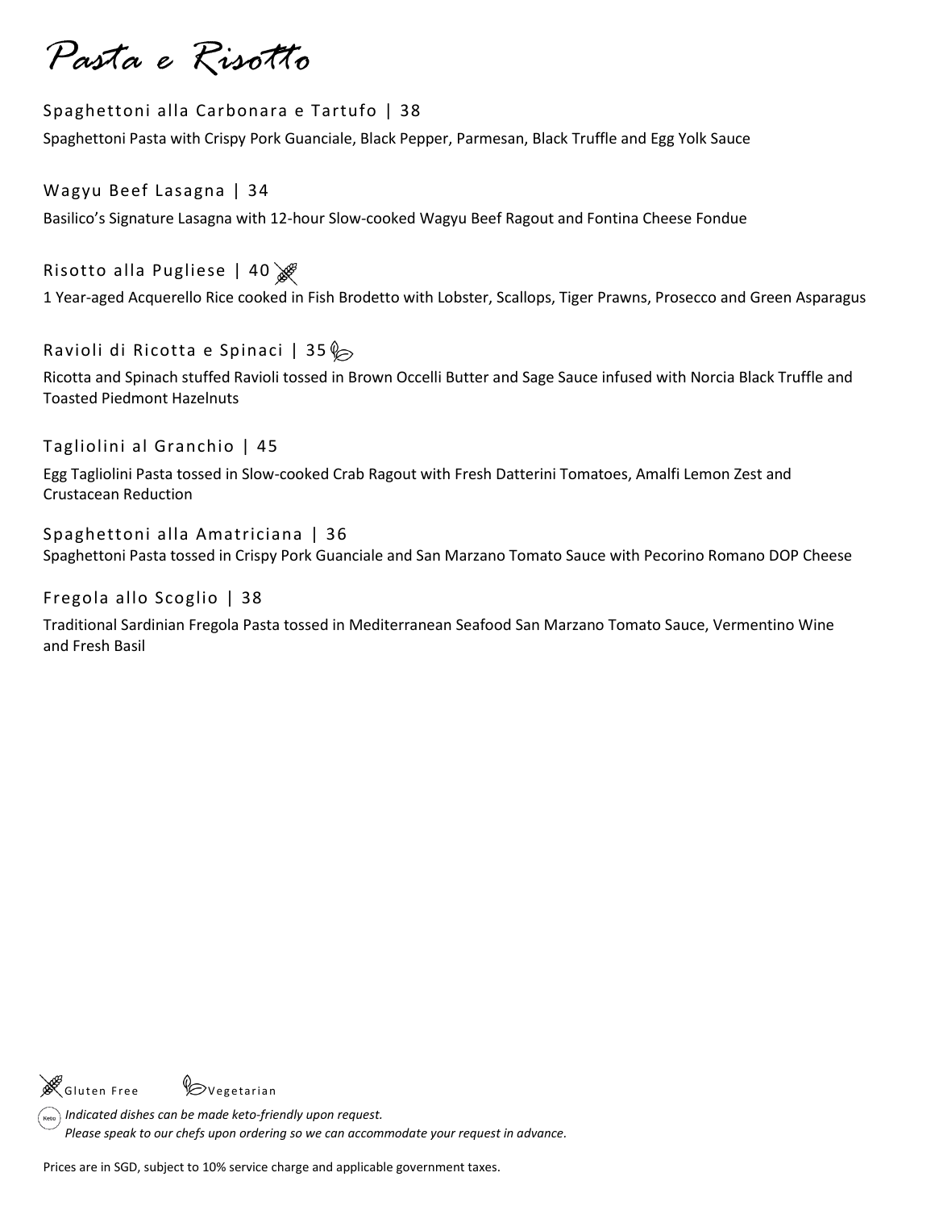# Pasta e Risotto

### Spaghettoni alla Carbonara e Tartufo | 38

Spaghettoni Pasta with Crispy Pork Guanciale, Black Pepper, Parmesan, Black Truffle and Egg Yolk Sauce

### Wagyu Beef Lasagna | 34

Basilico's Signature Lasagna with 12-hour Slow-cooked Wagyu Beef Ragout and Fontina Cheese Fondue

### Risotto alla Pugliese | 40 (Gluten Free)

1 Year-aged Acquerello Rice cooked in Fish Brodetto with Lobster, Scallops, Tiger Prawns, Prosecco and Green Asparagus

### Ravioli di Ricotta e Spinaci | 35 (Vegetarian)

Ricotta and Spinach stuffed Ravioli tossed in Brown Occelli Butter and Sage Sauce infused with Norcia Black Truffle and Toasted Piedmont Hazelnuts

### Tagliolini al Granchio | 45

Egg Tagliolini Pasta tossed in Slow-cooked Crab Ragout with Fresh Datterini Tomatoes, Amalfi Lemon Zest and Crustacean Reduction

### Spaghettoni alla Amatriciana | 36

Spaghettoni Pasta tossed in Crispy Pork Guanciale and San Marzano Tomato Sauce with Pecorino Romano DOP Cheese

### Fregola allo Scoglio | 38

Traditional Sardinian Fregola Pasta tossed in Mediterranean Seafood San Marzano Tomato Sauce, Vermentino Wine and Fresh Basil

Gluten Free    Vegetarian

Keto *Indicated dishes can be made keto-friendly upon request.*
*Please speak to our chefs upon ordering so we can accommodate your request in advance.*

Prices are in SGD, subject to 10% service charge and applicable government taxes.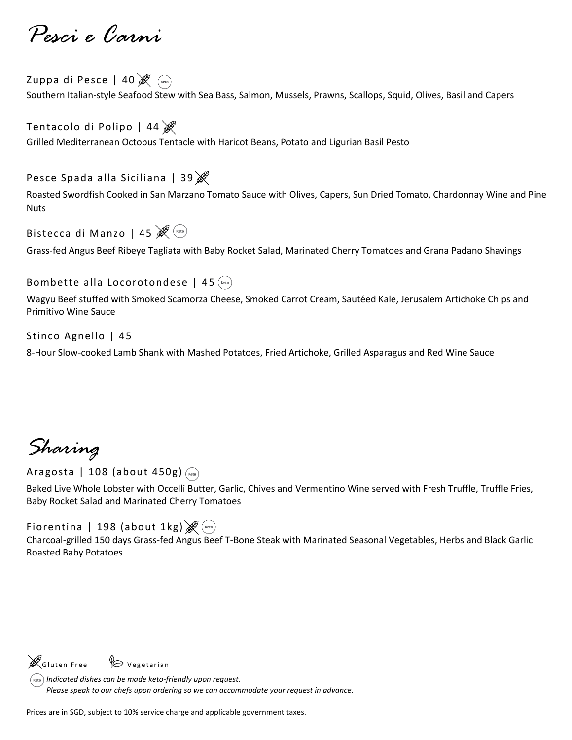# *Pesci e Carni*

### Zuppa di Pesce | 40 (Gluten Free) (Keto)

Southern Italian-style Seafood Stew with Sea Bass, Salmon, Mussels, Prawns, Scallops, Squid, Olives, Basil and Capers

### Tentacolo di Polipo | 44 (Gluten Free)

Grilled Mediterranean Octopus Tentacle with Haricot Beans, Potato and Ligurian Basil Pesto

### Pesce Spada alla Siciliana | 39 (Gluten Free)

Roasted Swordfish Cooked in San Marzano Tomato Sauce with Olives, Capers, Sun Dried Tomato, Chardonnay Wine and Pine Nuts

### Bistecca di Manzo | 45 (Gluten Free) (Keto)

Grass-fed Angus Beef Ribeye Tagliata with Baby Rocket Salad, Marinated Cherry Tomatoes and Grana Padano Shavings

### Bombette alla Locorotondese | 45 (Keto)

Wagyu Beef stuffed with Smoked Scamorza Cheese, Smoked Carrot Cream, Sautéed Kale, Jerusalem Artichoke Chips and Primitivo Wine Sauce

### Stinco Agnello | 45

8-Hour Slow-cooked Lamb Shank with Mashed Potatoes, Fried Artichoke, Grilled Asparagus and Red Wine Sauce

# *Sharing*

### Aragosta | 108 (about 450g) (Keto)

Baked Live Whole Lobster with Occelli Butter, Garlic, Chives and Vermentino Wine served with Fresh Truffle, Truffle Fries, Baby Rocket Salad and Marinated Cherry Tomatoes

### Fiorentina | 198 (about 1kg) (Gluten Free) (Keto)

Charcoal-grilled 150 days Grass-fed Angus Beef T-Bone Steak with Marinated Seasonal Vegetables, Herbs and Black Garlic Roasted Baby Potatoes

Gluten Free    Vegetarian

(Keto) *Indicated dishes can be made keto-friendly upon request.*
*Please speak to our chefs upon ordering so we can accommodate your request in advance.*

Prices are in SGD, subject to 10% service charge and applicable government taxes.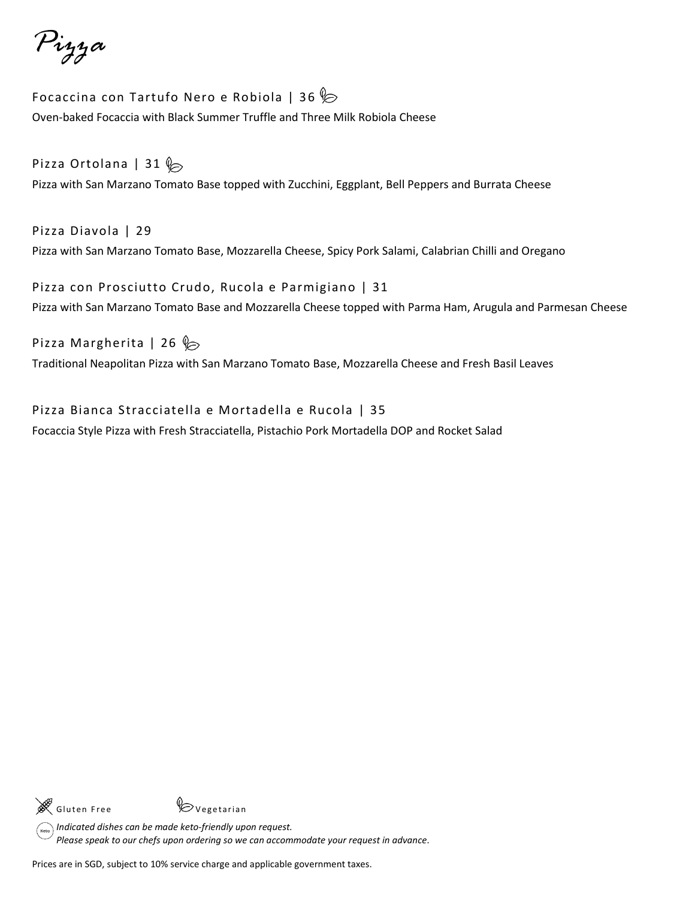# Pizza

Focaccina con Tartufo Nero e Robiola | 36 (Vegetarian)

Oven-baked Focaccia with Black Summer Truffle and Three Milk Robiola Cheese

Pizza Ortolana | 31 (Vegetarian)

Pizza with San Marzano Tomato Base topped with Zucchini, Eggplant, Bell Peppers and Burrata Cheese

Pizza Diavola | 29

Pizza with San Marzano Tomato Base, Mozzarella Cheese, Spicy Pork Salami, Calabrian Chilli and Oregano

Pizza con Prosciutto Crudo, Rucola e Parmigiano | 31

Pizza with San Marzano Tomato Base and Mozzarella Cheese topped with Parma Ham, Arugula and Parmesan Cheese

Pizza Margherita | 26 (Vegetarian)

Traditional Neapolitan Pizza with San Marzano Tomato Base, Mozzarella Cheese and Fresh Basil Leaves

Pizza Bianca Stracciatella e Mortadella e Rucola | 35

Focaccia Style Pizza with Fresh Stracciatella, Pistachio Pork Mortadella DOP and Rocket Salad

Gluten Free Vegetarian

Keto *Indicated dishes can be made keto-friendly upon request.*
*Please speak to our chefs upon ordering so we can accommodate your request in advance.*

Prices are in SGD, subject to 10% service charge and applicable government taxes.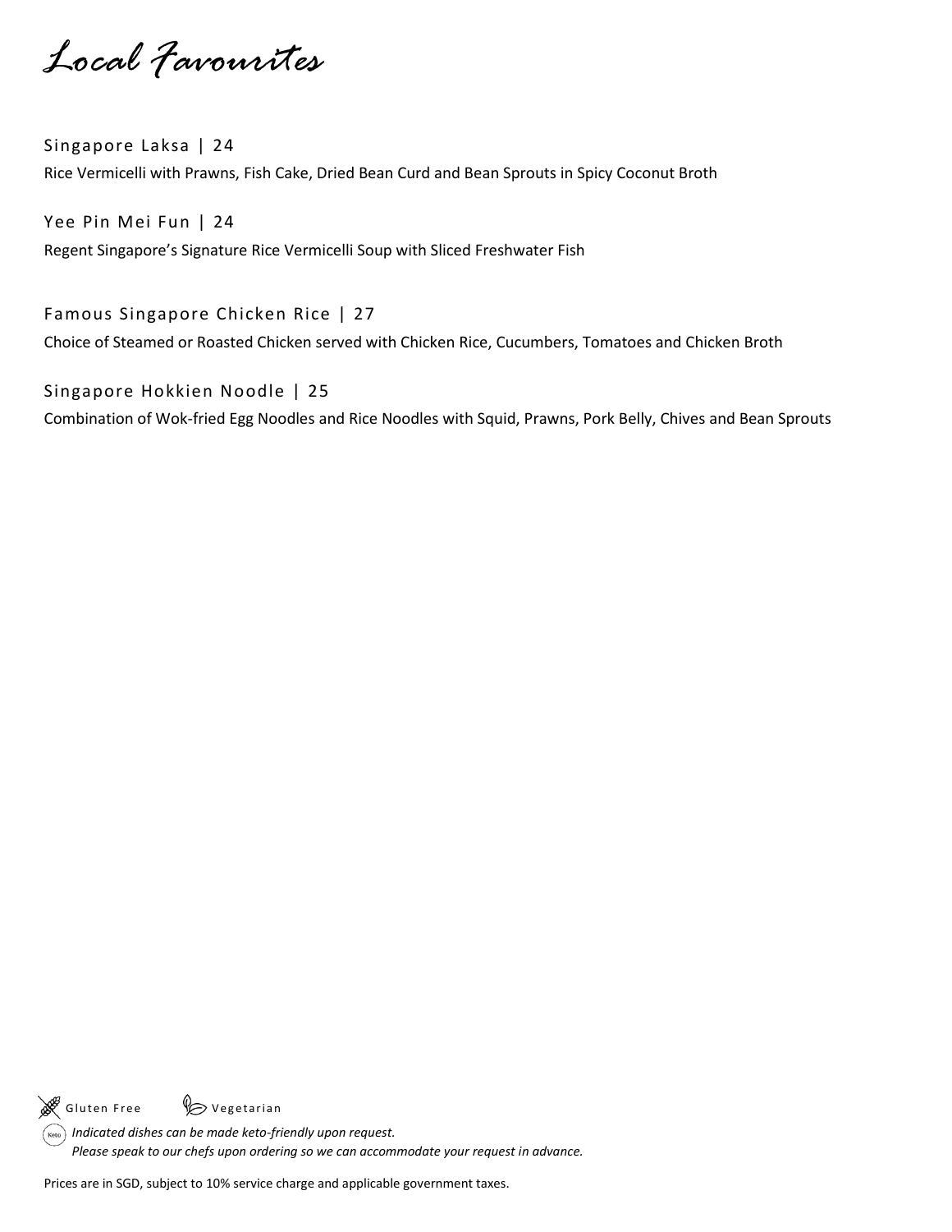# Local Favourites

Singapore Laksa | 24

Rice Vermicelli with Prawns, Fish Cake, Dried Bean Curd and Bean Sprouts in Spicy Coconut Broth

Yee Pin Mei Fun | 24

Regent Singapore's Signature Rice Vermicelli Soup with Sliced Freshwater Fish

Famous Singapore Chicken Rice | 27

Choice of Steamed or Roasted Chicken served with Chicken Rice, Cucumbers, Tomatoes and Chicken Broth

Singapore Hokkien Noodle | 25

Combination of Wok-fried Egg Noodles and Rice Noodles with Squid, Prawns, Pork Belly, Chives and Bean Sprouts

Gluten Free  Vegetarian

Keto *Indicated dishes can be made keto-friendly upon request.*
*Please speak to our chefs upon ordering so we can accommodate your request in advance.*

Prices are in SGD, subject to 10% service charge and applicable government taxes.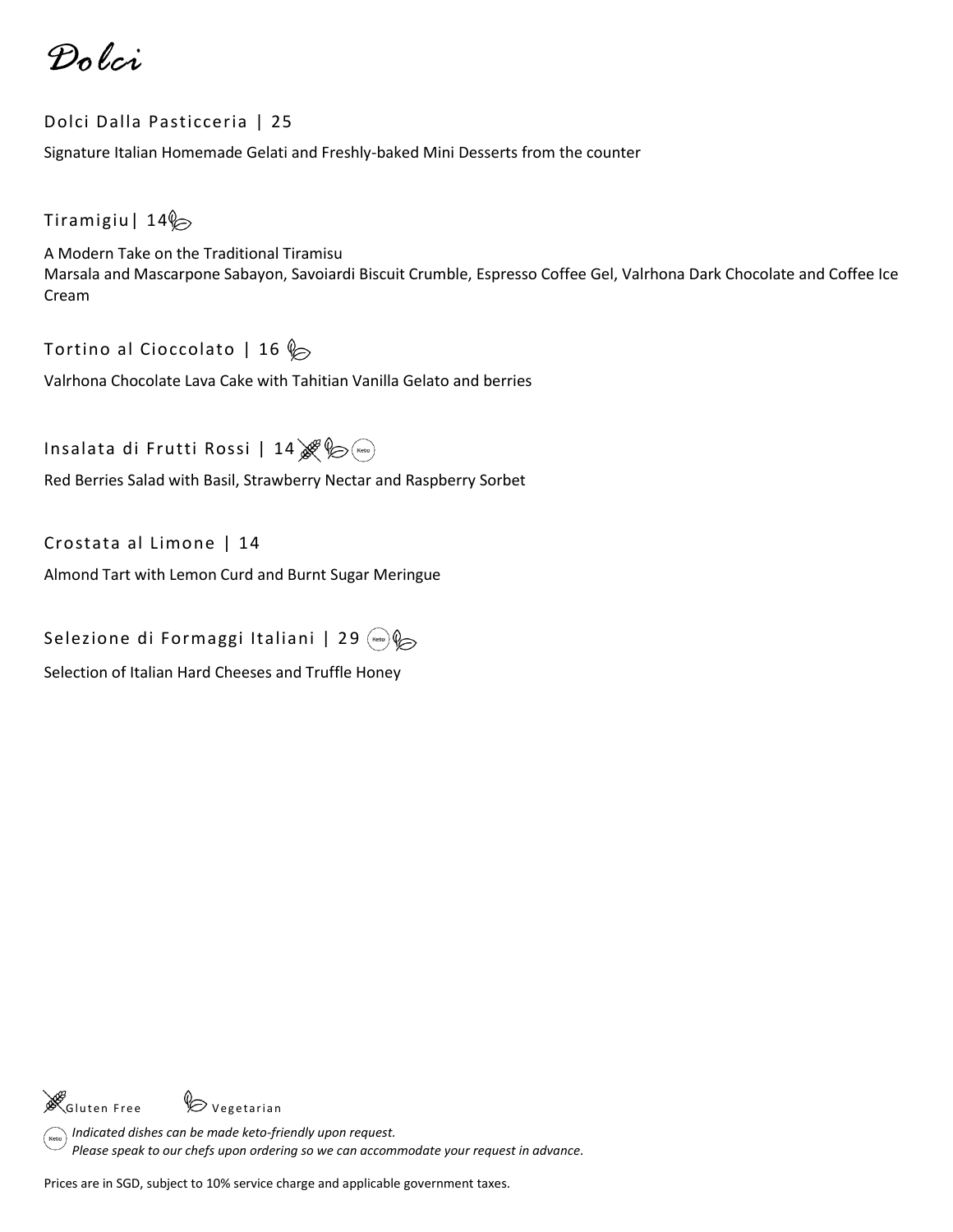# Dolci

Dolci Dalla Pasticceria | 25

Signature Italian Homemade Gelati and Freshly-baked Mini Desserts from the counter

Tiramigiu| 14 (Vegetarian)

A Modern Take on the Traditional Tiramisu
Marsala and Mascarpone Sabayon, Savoiardi Biscuit Crumble, Espresso Coffee Gel, Valrhona Dark Chocolate and Coffee Ice Cream

Tortino al Cioccolato | 16 (Vegetarian)

Valrhona Chocolate Lava Cake with Tahitian Vanilla Gelato and berries

Insalata di Frutti Rossi | 14 (Gluten Free) (Vegetarian) (Keto)

Red Berries Salad with Basil, Strawberry Nectar and Raspberry Sorbet

Crostata al Limone | 14

Almond Tart with Lemon Curd and Burnt Sugar Meringue

Selezione di Formaggi Italiani | 29 (Keto) (Vegetarian)

Selection of Italian Hard Cheeses and Truffle Honey

Gluten Free    Vegetarian

(Keto) *Indicated dishes can be made keto-friendly upon request.*
*Please speak to our chefs upon ordering so we can accommodate your request in advance.*

Prices are in SGD, subject to 10% service charge and applicable government taxes.